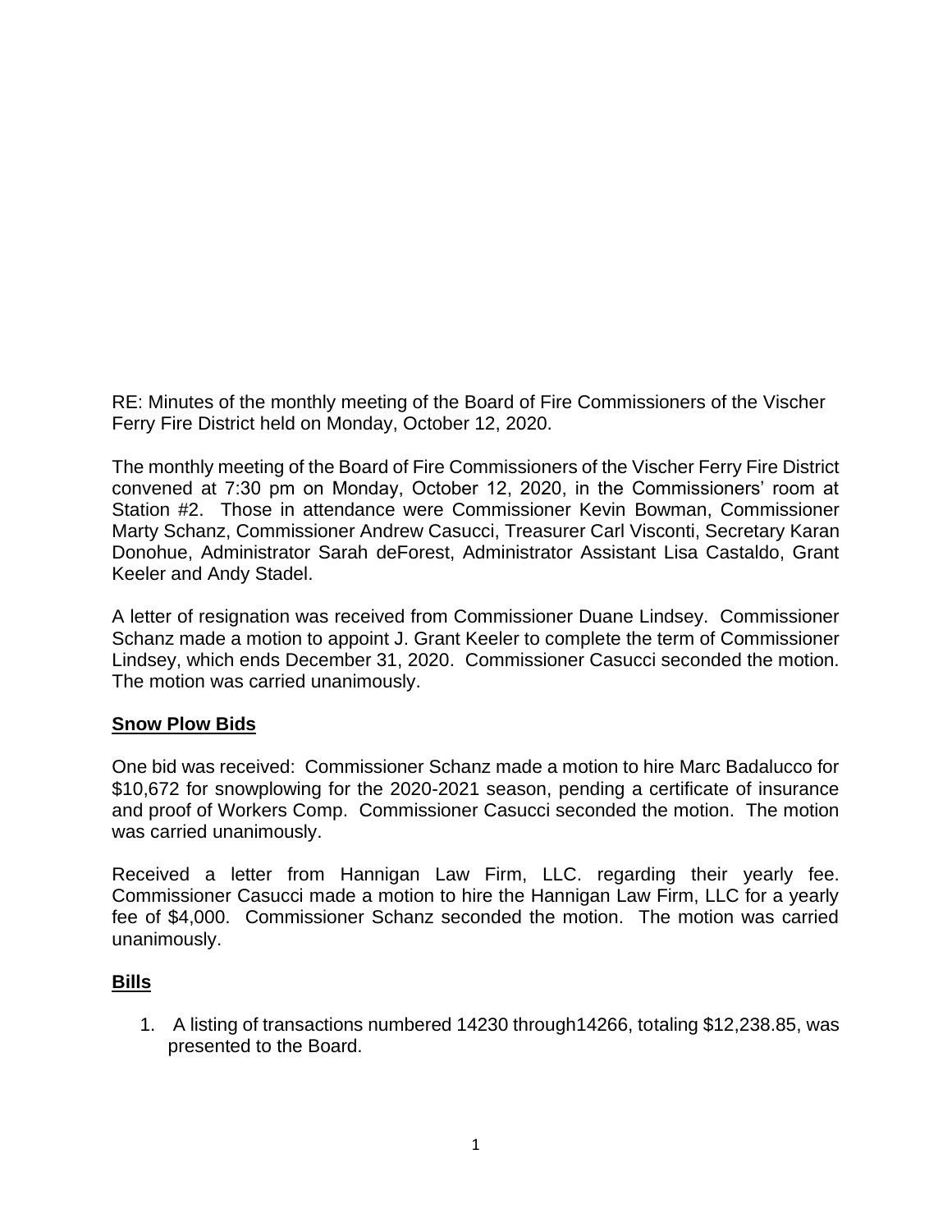RE: Minutes of the monthly meeting of the Board of Fire Commissioners of the Vischer Ferry Fire District held on Monday, October 12, 2020.

The monthly meeting of the Board of Fire Commissioners of the Vischer Ferry Fire District convened at 7:30 pm on Monday, October 12, 2020, in the Commissioners' room at Station #2. Those in attendance were Commissioner Kevin Bowman, Commissioner Marty Schanz, Commissioner Andrew Casucci, Treasurer Carl Visconti, Secretary Karan Donohue, Administrator Sarah deForest, Administrator Assistant Lisa Castaldo, Grant Keeler and Andy Stadel.

A letter of resignation was received from Commissioner Duane Lindsey. Commissioner Schanz made a motion to appoint J. Grant Keeler to complete the term of Commissioner Lindsey, which ends December 31, 2020. Commissioner Casucci seconded the motion. The motion was carried unanimously.

**Snow Plow Bids**

One bid was received: Commissioner Schanz made a motion to hire Marc Badalucco for $10,672 for snowplowing for the 2020-2021 season, pending a certificate of insurance and proof of Workers Comp. Commissioner Casucci seconded the motion. The motion was carried unanimously.

Received a letter from Hannigan Law Firm, LLC. regarding their yearly fee. Commissioner Casucci made a motion to hire the Hannigan Law Firm, LLC for a yearly fee of $4,000. Commissioner Schanz seconded the motion. The motion was carried unanimously.

**Bills**

1. A listing of transactions numbered 14230 through14266, totaling $12,238.85, was presented to the Board.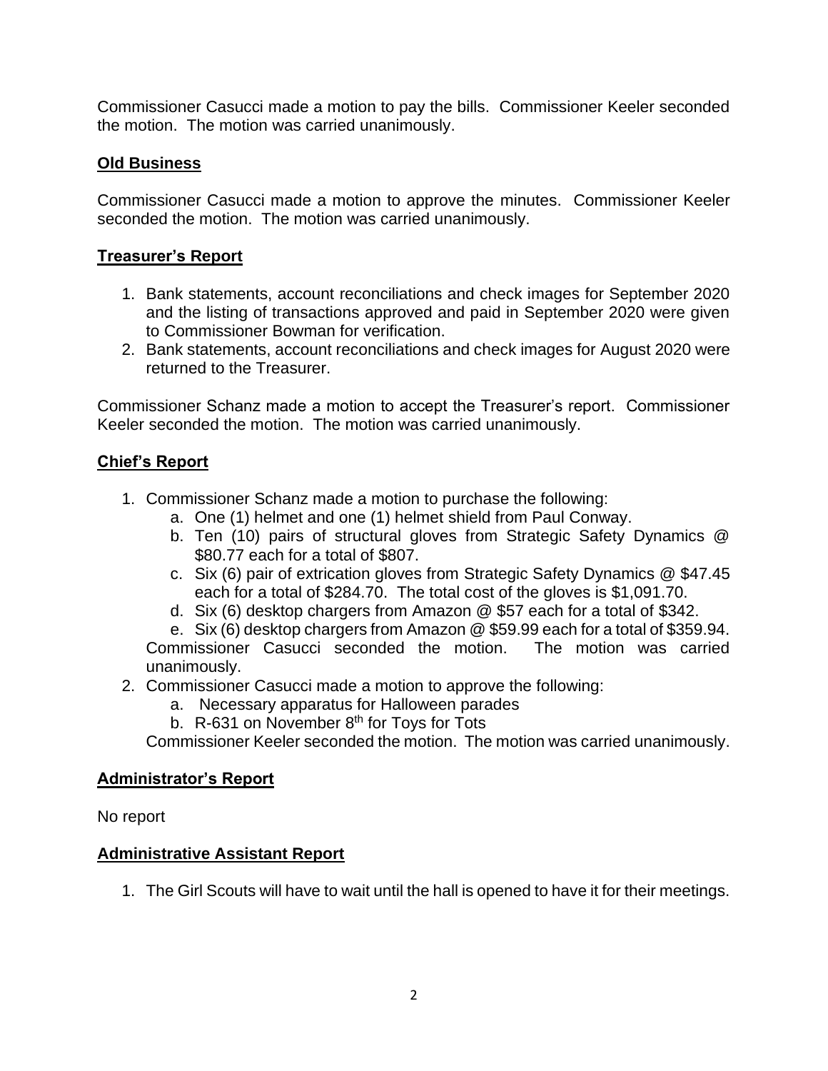Commissioner Casucci made a motion to pay the bills. Commissioner Keeler seconded the motion. The motion was carried unanimously.

## Old Business

Commissioner Casucci made a motion to approve the minutes. Commissioner Keeler seconded the motion. The motion was carried unanimously.

## Treasurer's Report

1. Bank statements, account reconciliations and check images for September 2020 and the listing of transactions approved and paid in September 2020 were given to Commissioner Bowman for verification.
2. Bank statements, account reconciliations and check images for August 2020 were returned to the Treasurer.

Commissioner Schanz made a motion to accept the Treasurer's report. Commissioner Keeler seconded the motion. The motion was carried unanimously.

## Chief's Report

1. Commissioner Schanz made a motion to purchase the following:
   a. One (1) helmet and one (1) helmet shield from Paul Conway.
   b. Ten (10) pairs of structural gloves from Strategic Safety Dynamics @ \$80.77 each for a total of \$807.
   c. Six (6) pair of extrication gloves from Strategic Safety Dynamics @ \$47.45 each for a total of \$284.70. The total cost of the gloves is \$1,091.70.
   d. Six (6) desktop chargers from Amazon @ \$57 each for a total of \$342.
   e. Six (6) desktop chargers from Amazon @ \$59.99 each for a total of \$359.94.

   Commissioner Casucci seconded the motion. The motion was carried unanimously.
2. Commissioner Casucci made a motion to approve the following:
   a. Necessary apparatus for Halloween parades
   b. R-631 on November 8th for Toys for Tots

   Commissioner Keeler seconded the motion. The motion was carried unanimously.

## Administrator's Report

No report

## Administrative Assistant Report

1. The Girl Scouts will have to wait until the hall is opened to have it for their meetings.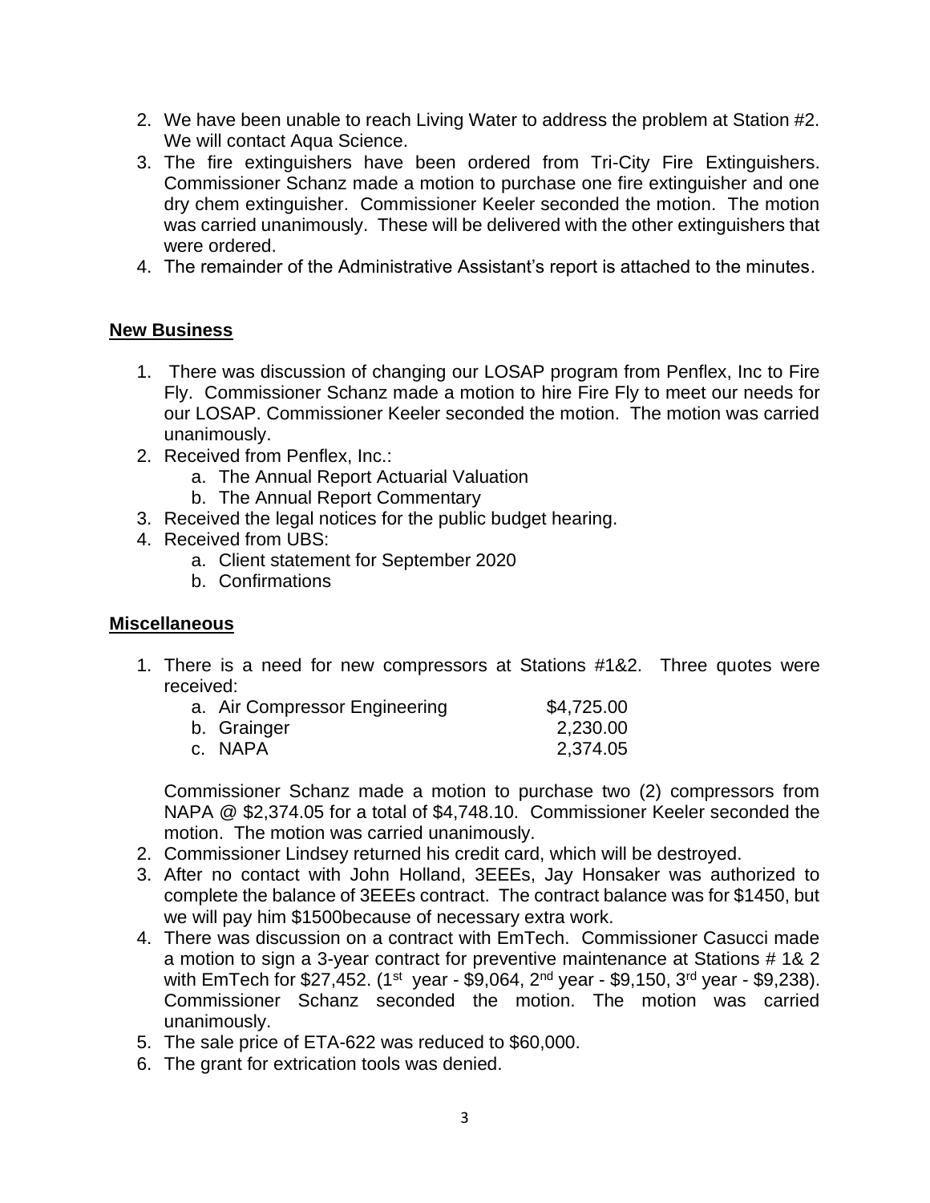2. We have been unable to reach Living Water to address the problem at Station #2. We will contact Aqua Science.
3. The fire extinguishers have been ordered from Tri-City Fire Extinguishers. Commissioner Schanz made a motion to purchase one fire extinguisher and one dry chem extinguisher. Commissioner Keeler seconded the motion. The motion was carried unanimously. These will be delivered with the other extinguishers that were ordered.
4. The remainder of the Administrative Assistant's report is attached to the minutes.

**New Business**

1. There was discussion of changing our LOSAP program from Penflex, Inc to Fire Fly. Commissioner Schanz made a motion to hire Fire Fly to meet our needs for our LOSAP. Commissioner Keeler seconded the motion. The motion was carried unanimously.
2. Received from Penflex, Inc.:
   a. The Annual Report Actuarial Valuation
   b. The Annual Report Commentary
3. Received the legal notices for the public budget hearing.
4. Received from UBS:
   a. Client statement for September 2020
   b. Confirmations

**Miscellaneous**

1. There is a need for new compressors at Stations #1&2. Three quotes were received:

   | | |
   |---|---|
   | a. Air Compressor Engineering | $4,725.00 |
   | b. Grainger | 2,230.00 |
   | c. NAPA | 2,374.05 |

   Commissioner Schanz made a motion to purchase two (2) compressors from NAPA @ $2,374.05 for a total of $4,748.10. Commissioner Keeler seconded the motion. The motion was carried unanimously.
2. Commissioner Lindsey returned his credit card, which will be destroyed.
3. After no contact with John Holland, 3EEEs, Jay Honsaker was authorized to complete the balance of 3EEEs contract. The contract balance was for $1450, but we will pay him $1500because of necessary extra work.
4. There was discussion on a contract with EmTech. Commissioner Casucci made a motion to sign a 3-year contract for preventive maintenance at Stations # 1& 2 with EmTech for $27,452. (1st year - $9,064, 2nd year - $9,150, 3rd year - $9,238). Commissioner Schanz seconded the motion. The motion was carried unanimously.
5. The sale price of ETA-622 was reduced to $60,000.
6. The grant for extrication tools was denied.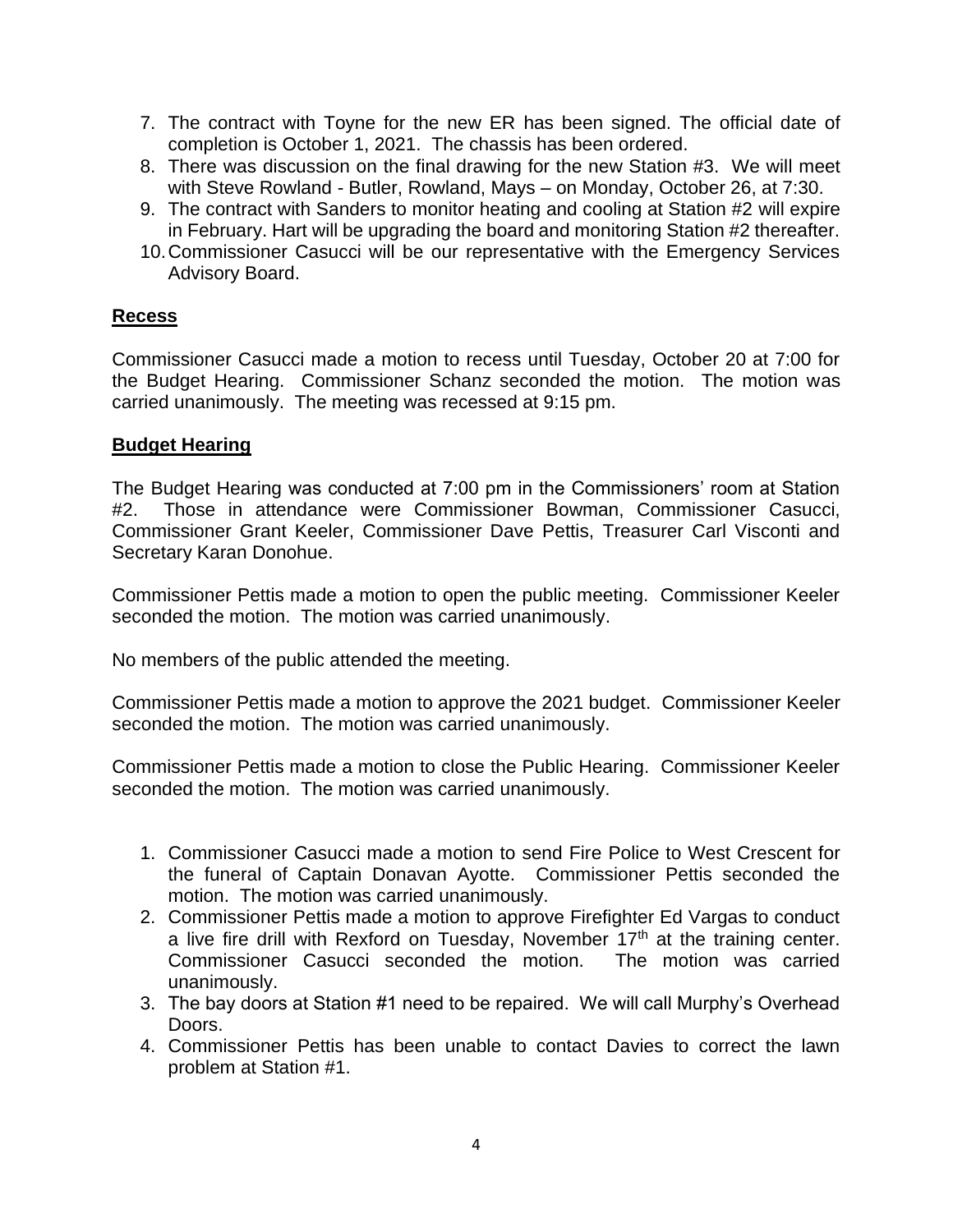7. The contract with Toyne for the new ER has been signed. The official date of completion is October 1, 2021. The chassis has been ordered.
8. There was discussion on the final drawing for the new Station #3. We will meet with Steve Rowland - Butler, Rowland, Mays – on Monday, October 26, at 7:30.
9. The contract with Sanders to monitor heating and cooling at Station #2 will expire in February. Hart will be upgrading the board and monitoring Station #2 thereafter.
10. Commissioner Casucci will be our representative with the Emergency Services Advisory Board.

**Recess**

Commissioner Casucci made a motion to recess until Tuesday, October 20 at 7:00 for the Budget Hearing. Commissioner Schanz seconded the motion. The motion was carried unanimously. The meeting was recessed at 9:15 pm.

**Budget Hearing**

The Budget Hearing was conducted at 7:00 pm in the Commissioners' room at Station #2. Those in attendance were Commissioner Bowman, Commissioner Casucci, Commissioner Grant Keeler, Commissioner Dave Pettis, Treasurer Carl Visconti and Secretary Karan Donohue.

Commissioner Pettis made a motion to open the public meeting. Commissioner Keeler seconded the motion. The motion was carried unanimously.

No members of the public attended the meeting.

Commissioner Pettis made a motion to approve the 2021 budget. Commissioner Keeler seconded the motion. The motion was carried unanimously.

Commissioner Pettis made a motion to close the Public Hearing. Commissioner Keeler seconded the motion. The motion was carried unanimously.

1. Commissioner Casucci made a motion to send Fire Police to West Crescent for the funeral of Captain Donavan Ayotte. Commissioner Pettis seconded the motion. The motion was carried unanimously.
2. Commissioner Pettis made a motion to approve Firefighter Ed Vargas to conduct a live fire drill with Rexford on Tuesday, November 17th at the training center. Commissioner Casucci seconded the motion. The motion was carried unanimously.
3. The bay doors at Station #1 need to be repaired. We will call Murphy's Overhead Doors.
4. Commissioner Pettis has been unable to contact Davies to correct the lawn problem at Station #1.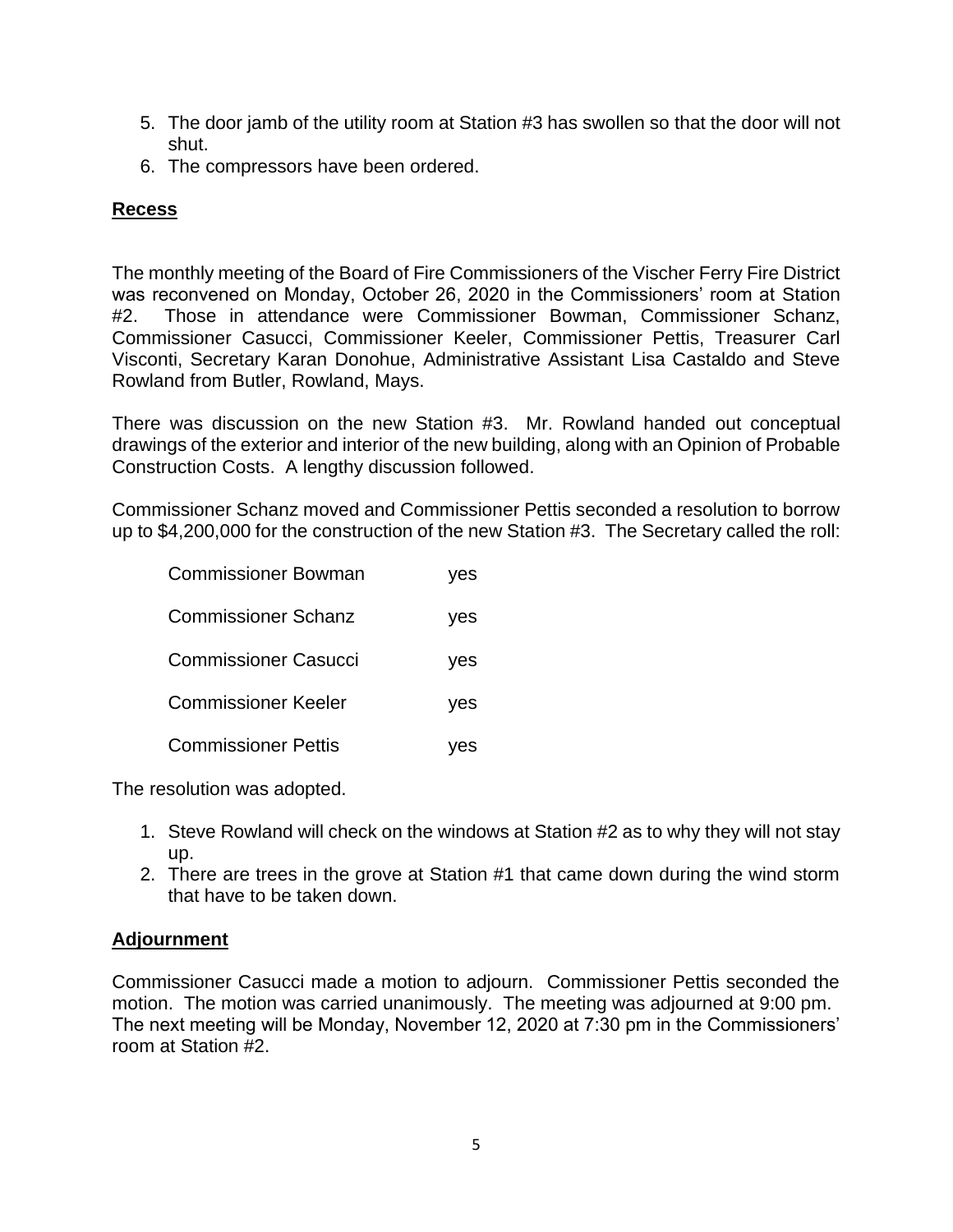5. The door jamb of the utility room at Station #3 has swollen so that the door will not shut.
6. The compressors have been ordered.

## Recess

The monthly meeting of the Board of Fire Commissioners of the Vischer Ferry Fire District was reconvened on Monday, October 26, 2020 in the Commissioners' room at Station #2. Those in attendance were Commissioner Bowman, Commissioner Schanz, Commissioner Casucci, Commissioner Keeler, Commissioner Pettis, Treasurer Carl Visconti, Secretary Karan Donohue, Administrative Assistant Lisa Castaldo and Steve Rowland from Butler, Rowland, Mays.

There was discussion on the new Station #3. Mr. Rowland handed out conceptual drawings of the exterior and interior of the new building, along with an Opinion of Probable Construction Costs. A lengthy discussion followed.

Commissioner Schanz moved and Commissioner Pettis seconded a resolution to borrow up to $4,200,000 for the construction of the new Station #3. The Secretary called the roll:

| | |
|---|---|
| Commissioner Bowman | yes |
| Commissioner Schanz | yes |
| Commissioner Casucci | yes |
| Commissioner Keeler | yes |
| Commissioner Pettis | yes |

The resolution was adopted.

1. Steve Rowland will check on the windows at Station #2 as to why they will not stay up.
2. There are trees in the grove at Station #1 that came down during the wind storm that have to be taken down.

## Adjournment

Commissioner Casucci made a motion to adjourn. Commissioner Pettis seconded the motion. The motion was carried unanimously. The meeting was adjourned at 9:00 pm. The next meeting will be Monday, November 12, 2020 at 7:30 pm in the Commissioners' room at Station #2.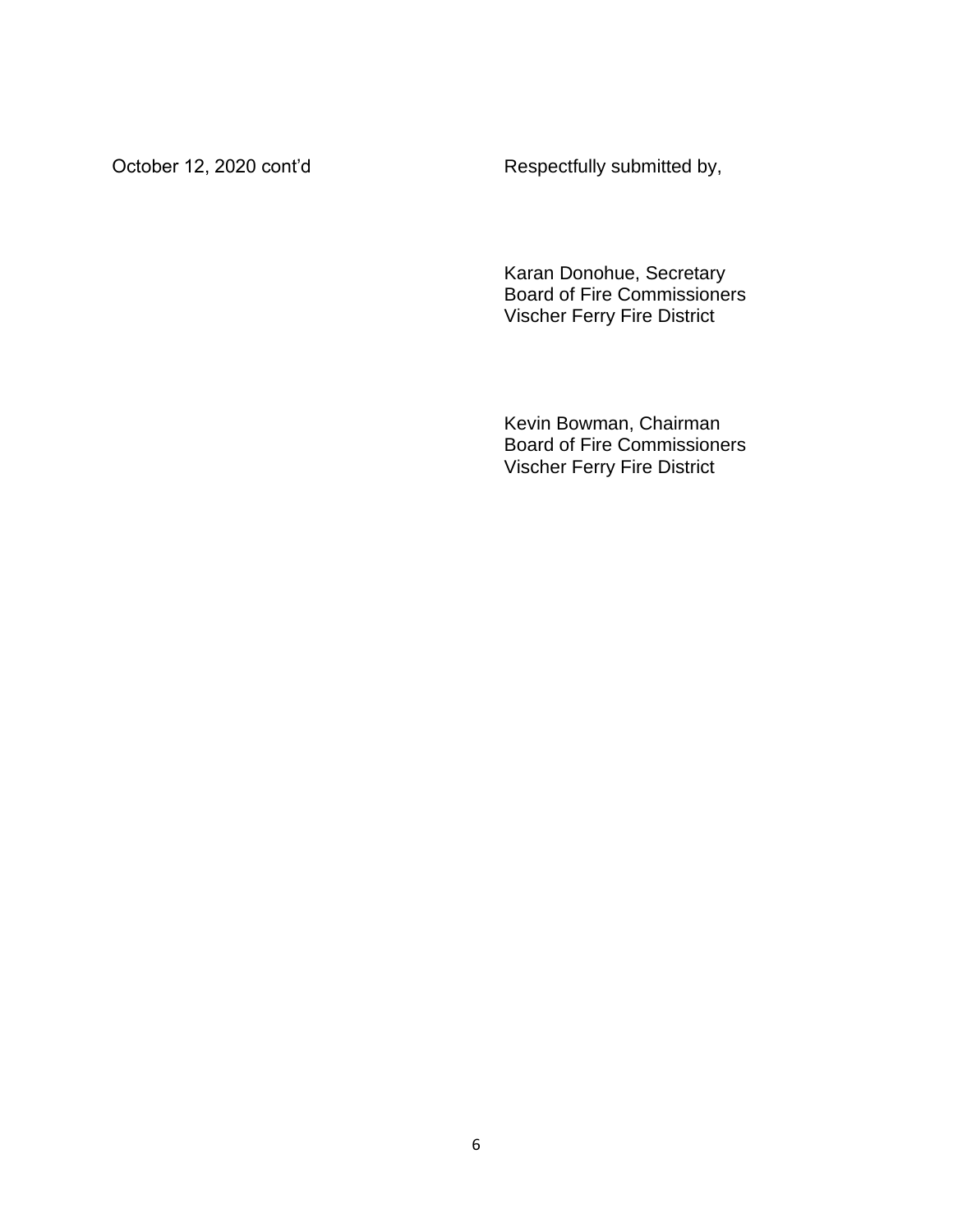October 12, 2020 cont'd

Respectfully submitted by,

Karan Donohue, Secretary
Board of Fire Commissioners
Vischer Ferry Fire District

Kevin Bowman, Chairman
Board of Fire Commissioners
Vischer Ferry Fire District